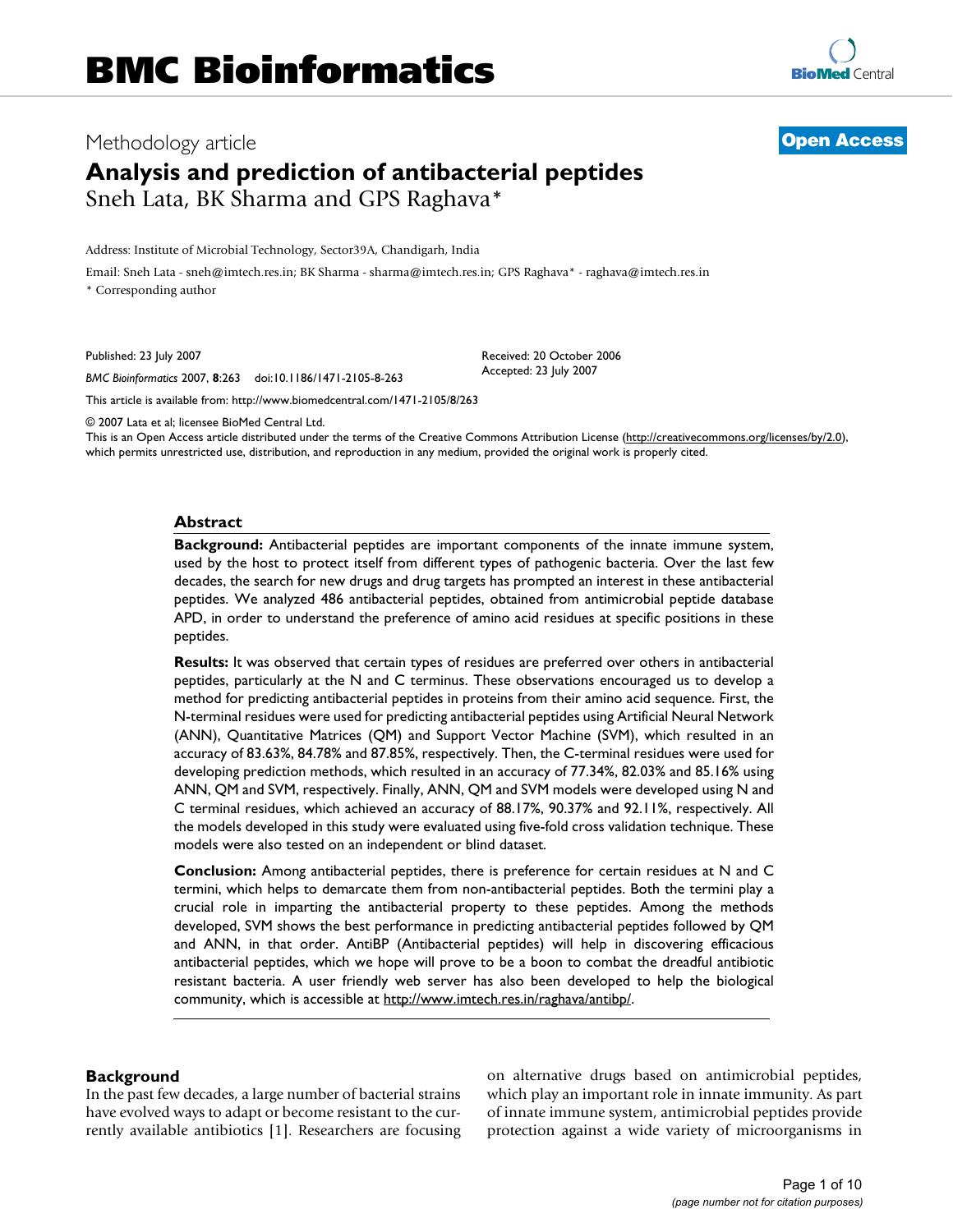Methodology article

**Open Access**

# Analysis and prediction of antibacterial peptides

Sneh Lata, BK Sharma and GPS Raghava*

Address: Institute of Microbial Technology, Sector39A, Chandigarh, India

Email: Sneh Lata - sneh@imtech.res.in; BK Sharma - sharma@imtech.res.in; GPS Raghava* - raghava@imtech.res.in

\* Corresponding author

Published: 23 July 2007

*BMC Bioinformatics* 2007, **8**:263 doi:10.1186/1471-2105-8-263

Received: 20 October 2006
Accepted: 23 July 2007

This article is available from: http://www.biomedcentral.com/1471-2105/8/263

© 2007 Lata et al; licensee BioMed Central Ltd.

This is an Open Access article distributed under the terms of the Creative Commons Attribution License (http://creativecommons.org/licenses/by/2.0), which permits unrestricted use, distribution, and reproduction in any medium, provided the original work is properly cited.

## Abstract

**Background:** Antibacterial peptides are important components of the innate immune system, used by the host to protect itself from different types of pathogenic bacteria. Over the last few decades, the search for new drugs and drug targets has prompted an interest in these antibacterial peptides. We analyzed 486 antibacterial peptides, obtained from antimicrobial peptide database APD, in order to understand the preference of amino acid residues at specific positions in these peptides.

**Results:** It was observed that certain types of residues are preferred over others in antibacterial peptides, particularly at the N and C terminus. These observations encouraged us to develop a method for predicting antibacterial peptides in proteins from their amino acid sequence. First, the N-terminal residues were used for predicting antibacterial peptides using Artificial Neural Network (ANN), Quantitative Matrices (QM) and Support Vector Machine (SVM), which resulted in an accuracy of 83.63%, 84.78% and 87.85%, respectively. Then, the C-terminal residues were used for developing prediction methods, which resulted in an accuracy of 77.34%, 82.03% and 85.16% using ANN, QM and SVM, respectively. Finally, ANN, QM and SVM models were developed using N and C terminal residues, which achieved an accuracy of 88.17%, 90.37% and 92.11%, respectively. All the models developed in this study were evaluated using five-fold cross validation technique. These models were also tested on an independent or blind dataset.

**Conclusion:** Among antibacterial peptides, there is preference for certain residues at N and C termini, which helps to demarcate them from non-antibacterial peptides. Both the termini play a crucial role in imparting the antibacterial property to these peptides. Among the methods developed, SVM shows the best performance in predicting antibacterial peptides followed by QM and ANN, in that order. AntiBP (Antibacterial peptides) will help in discovering efficacious antibacterial peptides, which we hope will prove to be a boon to combat the dreadful antibiotic resistant bacteria. A user friendly web server has also been developed to help the biological community, which is accessible at http://www.imtech.res.in/raghava/antibp/.

## Background

In the past few decades, a large number of bacterial strains have evolved ways to adapt or become resistant to the currently available antibiotics [1]. Researchers are focusing on alternative drugs based on antimicrobial peptides, which play an important role in innate immunity. As part of innate immune system, antimicrobial peptides provide protection against a wide variety of microorganisms in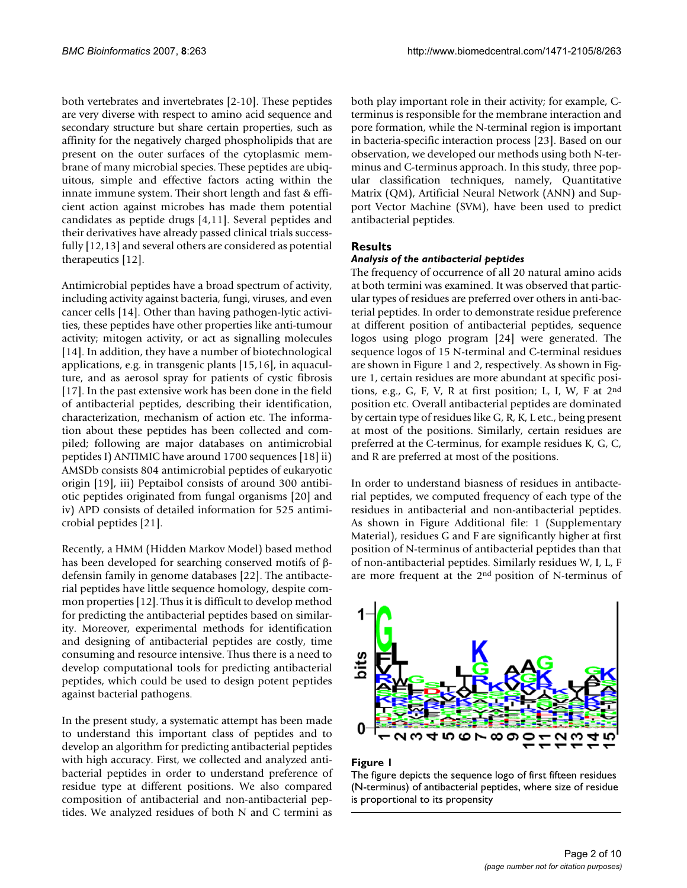both vertebrates and invertebrates [2-10]. These peptides are very diverse with respect to amino acid sequence and secondary structure but share certain properties, such as affinity for the negatively charged phospholipids that are present on the outer surfaces of the cytoplasmic membrane of many microbial species. These peptides are ubiquitous, simple and effective factors acting within the innate immune system. Their short length and fast & efficient action against microbes has made them potential candidates as peptide drugs [4,11]. Several peptides and their derivatives have already passed clinical trials successfully [12,13] and several others are considered as potential therapeutics [12].

Antimicrobial peptides have a broad spectrum of activity, including activity against bacteria, fungi, viruses, and even cancer cells [14]. Other than having pathogen-lytic activities, these peptides have other properties like anti-tumour activity; mitogen activity, or act as signalling molecules [14]. In addition, they have a number of biotechnological applications, e.g. in transgenic plants [15,16], in aquaculture, and as aerosol spray for patients of cystic fibrosis [17]. In the past extensive work has been done in the field of antibacterial peptides, describing their identification, characterization, mechanism of action etc. The information about these peptides has been collected and compiled; following are major databases on antimicrobial peptides I) ANTIMIC have around 1700 sequences [18] ii) AMSDb consists 804 antimicrobial peptides of eukaryotic origin [19], iii) Peptaibol consists of around 300 antibiotic peptides originated from fungal organisms [20] and iv) APD consists of detailed information for 525 antimicrobial peptides [21].

Recently, a HMM (Hidden Markov Model) based method has been developed for searching conserved motifs of β-defensin family in genome databases [22]. The antibacterial peptides have little sequence homology, despite common properties [12]. Thus it is difficult to develop method for predicting the antibacterial peptides based on similarity. Moreover, experimental methods for identification and designing of antibacterial peptides are costly, time consuming and resource intensive. Thus there is a need to develop computational tools for predicting antibacterial peptides, which could be used to design potent peptides against bacterial pathogens.

In the present study, a systematic attempt has been made to understand this important class of peptides and to develop an algorithm for predicting antibacterial peptides with high accuracy. First, we collected and analyzed antibacterial peptides in order to understand preference of residue type at different positions. We also compared composition of antibacterial and non-antibacterial peptides. We analyzed residues of both N and C termini as both play important role in their activity; for example, C-terminus is responsible for the membrane interaction and pore formation, while the N-terminal region is important in bacteria-specific interaction process [23]. Based on our observation, we developed our methods using both N-terminus and C-terminus approach. In this study, three popular classification techniques, namely, Quantitative Matrix (QM), Artificial Neural Network (ANN) and Support Vector Machine (SVM), have been used to predict antibacterial peptides.

## Results

### *Analysis of the antibacterial peptides*

The frequency of occurrence of all 20 natural amino acids at both termini was examined. It was observed that particular types of residues are preferred over others in anti-bacterial peptides. In order to demonstrate residue preference at different position of antibacterial peptides, sequence logos using plogo program [24] were generated. The sequence logos of 15 N-terminal and C-terminal residues are shown in Figure 1 and 2, respectively. As shown in Figure 1, certain residues are more abundant at specific positions, e.g., G, F, V, R at first position; L, I, W, F at 2nd position etc. Overall antibacterial peptides are dominated by certain type of residues like G, R, K, L etc., being present at most of the positions. Similarly, certain residues are preferred at the C-terminus, for example residues K, G, C, and R are preferred at most of the positions.

In order to understand biasness of residues in antibacterial peptides, we computed frequency of each type of the residues in antibacterial and non-antibacterial peptides. As shown in Figure Additional file: 1 (Supplementary Material), residues G and F are significantly higher at first position of N-terminus of antibacterial peptides than that of non-antibacterial peptides. Similarly residues W, I, L, F are more frequent at the 2nd position of N-terminus of

**Figure 1**

The figure depicts the sequence logo of first fifteen residues (N-terminus) of antibacterial peptides, where size of residue is proportional to its propensity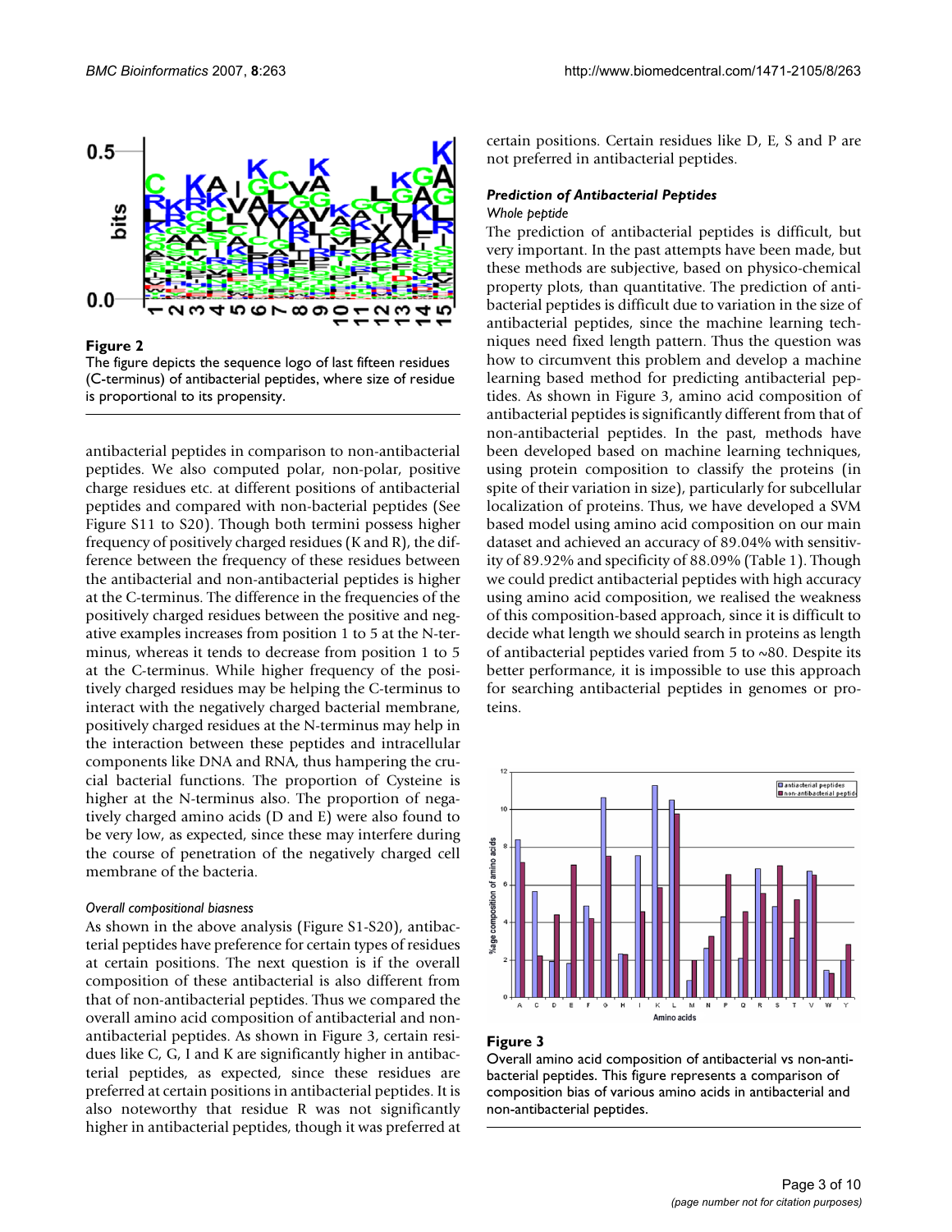**Figure 2**

The figure depicts the sequence logo of last fifteen residues (C-terminus) of antibacterial peptides, where size of residue is proportional to its propensity.

antibacterial peptides in comparison to non-antibacterial peptides. We also computed polar, non-polar, positive charge residues etc. at different positions of antibacterial peptides and compared with non-bacterial peptides (See Figure S11 to S20). Though both termini possess higher frequency of positively charged residues (K and R), the difference between the frequency of these residues between the antibacterial and non-antibacterial peptides is higher at the C-terminus. The difference in the frequencies of the positively charged residues between the positive and negative examples increases from position 1 to 5 at the N-terminus, whereas it tends to decrease from position 1 to 5 at the C-terminus. While higher frequency of the positively charged residues may be helping the C-terminus to interact with the negatively charged bacterial membrane, positively charged residues at the N-terminus may help in the interaction between these peptides and intracellular components like DNA and RNA, thus hampering the crucial bacterial functions. The proportion of Cysteine is higher at the N-terminus also. The proportion of negatively charged amino acids (D and E) were also found to be very low, as expected, since these may interfere during the course of penetration of the negatively charged cell membrane of the bacteria.

*Overall compositional biasness*

As shown in the above analysis (Figure S1-S20), antibacterial peptides have preference for certain types of residues at certain positions. The next question is if the overall composition of these antibacterial is also different from that of non-antibacterial peptides. Thus we compared the overall amino acid composition of antibacterial and non-antibacterial peptides. As shown in Figure 3, certain residues like C, G, I and K are significantly higher in antibacterial peptides, as expected, since these residues are preferred at certain positions in antibacterial peptides. It is also noteworthy that residue R was not significantly higher in antibacterial peptides, though it was preferred at certain positions. Certain residues like D, E, S and P are not preferred in antibacterial peptides.

### *Prediction of Antibacterial Peptides*

*Whole peptide*

The prediction of antibacterial peptides is difficult, but very important. In the past attempts have been made, but these methods are subjective, based on physico-chemical property plots, than quantitative. The prediction of antibacterial peptides is difficult due to variation in the size of antibacterial peptides, since the machine learning techniques need fixed length pattern. Thus the question was how to circumvent this problem and develop a machine learning based method for predicting antibacterial peptides. As shown in Figure 3, amino acid composition of antibacterial peptides is significantly different from that of non-antibacterial peptides. In the past, methods have been developed based on machine learning techniques, using protein composition to classify the proteins (in spite of their variation in size), particularly for subcellular localization of proteins. Thus, we have developed a SVM based model using amino acid composition on our main dataset and achieved an accuracy of 89.04% with sensitivity of 89.92% and specificity of 88.09% (Table 1). Though we could predict antibacterial peptides with high accuracy using amino acid composition, we realised the weakness of this composition-based approach, since it is difficult to decide what length we should search in proteins as length of antibacterial peptides varied from 5 to ~80. Despite its better performance, it is impossible to use this approach for searching antibacterial peptides in genomes or proteins.

**Figure 3**

Overall amino acid composition of antibacterial vs non-antibacterial peptides. This figure represents a comparison of composition bias of various amino acids in antibacterial and non-antibacterial peptides.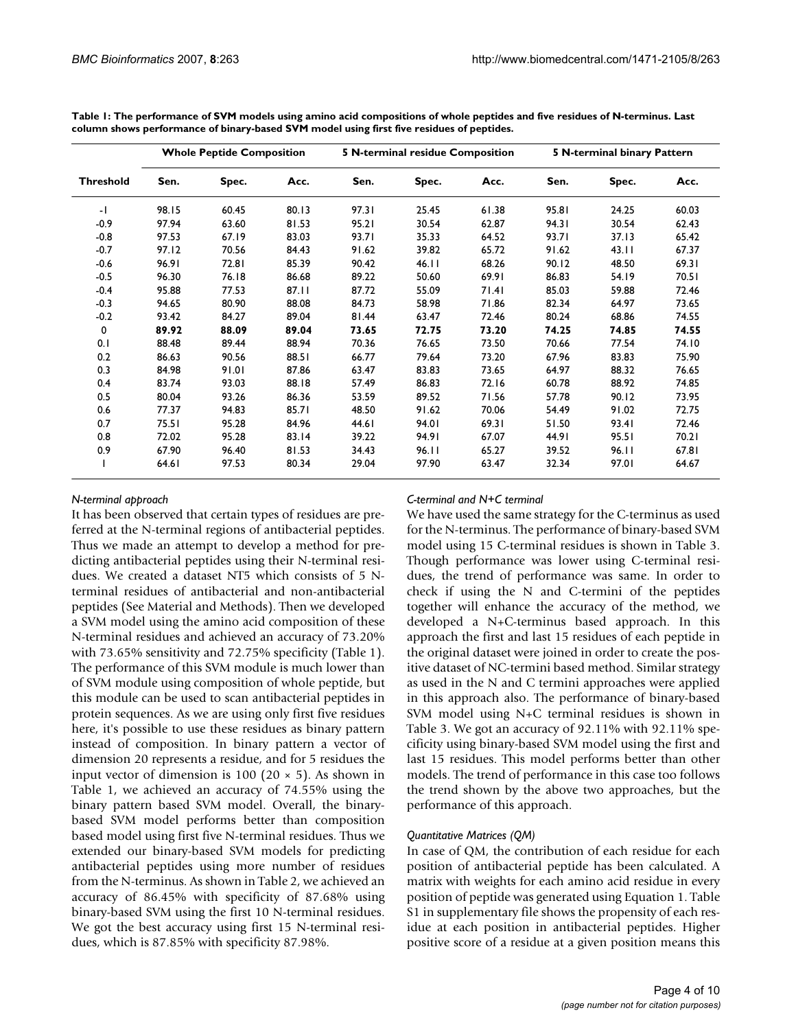**Table 1: The performance of SVM models using amino acid compositions of whole peptides and five residues of N-terminus. Last column shows performance of binary-based SVM model using first five residues of peptides.**

| Threshold | Whole Peptide Composition | | | 5 N-terminal residue Composition | | | 5 N-terminal binary Pattern | | |
|---|---|---|---|---|---|---|---|---|---|
| | Sen. | Spec. | Acc. | Sen. | Spec. | Acc. | Sen. | Spec. | Acc. |
| -1 | 98.15 | 60.45 | 80.13 | 97.31 | 25.45 | 61.38 | 95.81 | 24.25 | 60.03 |
| -0.9 | 97.94 | 63.60 | 81.53 | 95.21 | 30.54 | 62.87 | 94.31 | 30.54 | 62.43 |
| -0.8 | 97.53 | 67.19 | 83.03 | 93.71 | 35.33 | 64.52 | 93.71 | 37.13 | 65.42 |
| -0.7 | 97.12 | 70.56 | 84.43 | 91.62 | 39.82 | 65.72 | 91.62 | 43.11 | 67.37 |
| -0.6 | 96.91 | 72.81 | 85.39 | 90.42 | 46.11 | 68.26 | 90.12 | 48.50 | 69.31 |
| -0.5 | 96.30 | 76.18 | 86.68 | 89.22 | 50.60 | 69.91 | 86.83 | 54.19 | 70.51 |
| -0.4 | 95.88 | 77.53 | 87.11 | 87.72 | 55.09 | 71.41 | 85.03 | 59.88 | 72.46 |
| -0.3 | 94.65 | 80.90 | 88.08 | 84.73 | 58.98 | 71.86 | 82.34 | 64.97 | 73.65 |
| -0.2 | 93.42 | 84.27 | 89.04 | 81.44 | 63.47 | 72.46 | 80.24 | 68.86 | 74.55 |
| **0** | **89.92** | **88.09** | **89.04** | **73.65** | **72.75** | **73.20** | **74.25** | **74.85** | **74.55** |
| 0.1 | 88.48 | 89.44 | 88.94 | 70.36 | 76.65 | 73.50 | 70.66 | 77.54 | 74.10 |
| 0.2 | 86.63 | 90.56 | 88.51 | 66.77 | 79.64 | 73.20 | 67.96 | 83.83 | 75.90 |
| 0.3 | 84.98 | 91.01 | 87.86 | 63.47 | 83.83 | 73.65 | 64.97 | 88.32 | 76.65 |
| 0.4 | 83.74 | 93.03 | 88.18 | 57.49 | 86.83 | 72.16 | 60.78 | 88.92 | 74.85 |
| 0.5 | 80.04 | 93.26 | 86.36 | 53.59 | 89.52 | 71.56 | 57.78 | 90.12 | 73.95 |
| 0.6 | 77.37 | 94.83 | 85.71 | 48.50 | 91.62 | 70.06 | 54.49 | 91.02 | 72.75 |
| 0.7 | 75.51 | 95.28 | 84.96 | 44.61 | 94.01 | 69.31 | 51.50 | 93.41 | 72.46 |
| 0.8 | 72.02 | 95.28 | 83.14 | 39.22 | 94.91 | 67.07 | 44.91 | 95.51 | 70.21 |
| 0.9 | 67.90 | 96.40 | 81.53 | 34.43 | 96.11 | 65.27 | 39.52 | 96.11 | 67.81 |
| 1 | 64.61 | 97.53 | 80.34 | 29.04 | 97.90 | 63.47 | 32.34 | 97.01 | 64.67 |

*N-terminal approach*

It has been observed that certain types of residues are preferred at the N-terminal regions of antibacterial peptides. Thus we made an attempt to develop a method for predicting antibacterial peptides using their N-terminal residues. We created a dataset NT5 which consists of 5 N-terminal residues of antibacterial and non-antibacterial peptides (See Material and Methods). Then we developed a SVM model using the amino acid composition of these N-terminal residues and achieved an accuracy of 73.20% with 73.65% sensitivity and 72.75% specificity (Table 1). The performance of this SVM module is much lower than of SVM module using composition of whole peptide, but this module can be used to scan antibacterial peptides in protein sequences. As we are using only first five residues here, it's possible to use these residues as binary pattern instead of composition. In binary pattern a vector of dimension 20 represents a residue, and for 5 residues the input vector of dimension is 100 ($20 \times 5$). As shown in Table 1, we achieved an accuracy of 74.55% using the binary pattern based SVM model. Overall, the binary-based SVM model performs better than composition based model using first five N-terminal residues. Thus we extended our binary-based SVM models for predicting antibacterial peptides using more number of residues from the N-terminus. As shown in Table 2, we achieved an accuracy of 86.45% with specificity of 87.68% using binary-based SVM using the first 10 N-terminal residues. We got the best accuracy using first 15 N-terminal residues, which is 87.85% with specificity 87.98%.

*C-terminal and N+C terminal*

We have used the same strategy for the C-terminus as used for the N-terminus. The performance of binary-based SVM model using 15 C-terminal residues is shown in Table 3. Though performance was lower using C-terminal residues, the trend of performance was same. In order to check if using the N and C-termini of the peptides together will enhance the accuracy of the method, we developed a N+C-terminus based approach. In this approach the first and last 15 residues of each peptide in the original dataset were joined in order to create the positive dataset of NC-termini based method. Similar strategy as used in the N and C termini approaches were applied in this approach also. The performance of binary-based SVM model using N+C terminal residues is shown in Table 3. We got an accuracy of 92.11% with 92.11% specificity using binary-based SVM model using the first and last 15 residues. This model performs better than other models. The trend of performance in this case too follows the trend shown by the above two approaches, but the performance of this approach.

*Quantitative Matrices (QM)*

In case of QM, the contribution of each residue for each position of antibacterial peptide has been calculated. A matrix with weights for each amino acid residue in every position of peptide was generated using Equation 1. Table S1 in supplementary file shows the propensity of each residue at each position in antibacterial peptides. Higher positive score of a residue at a given position means this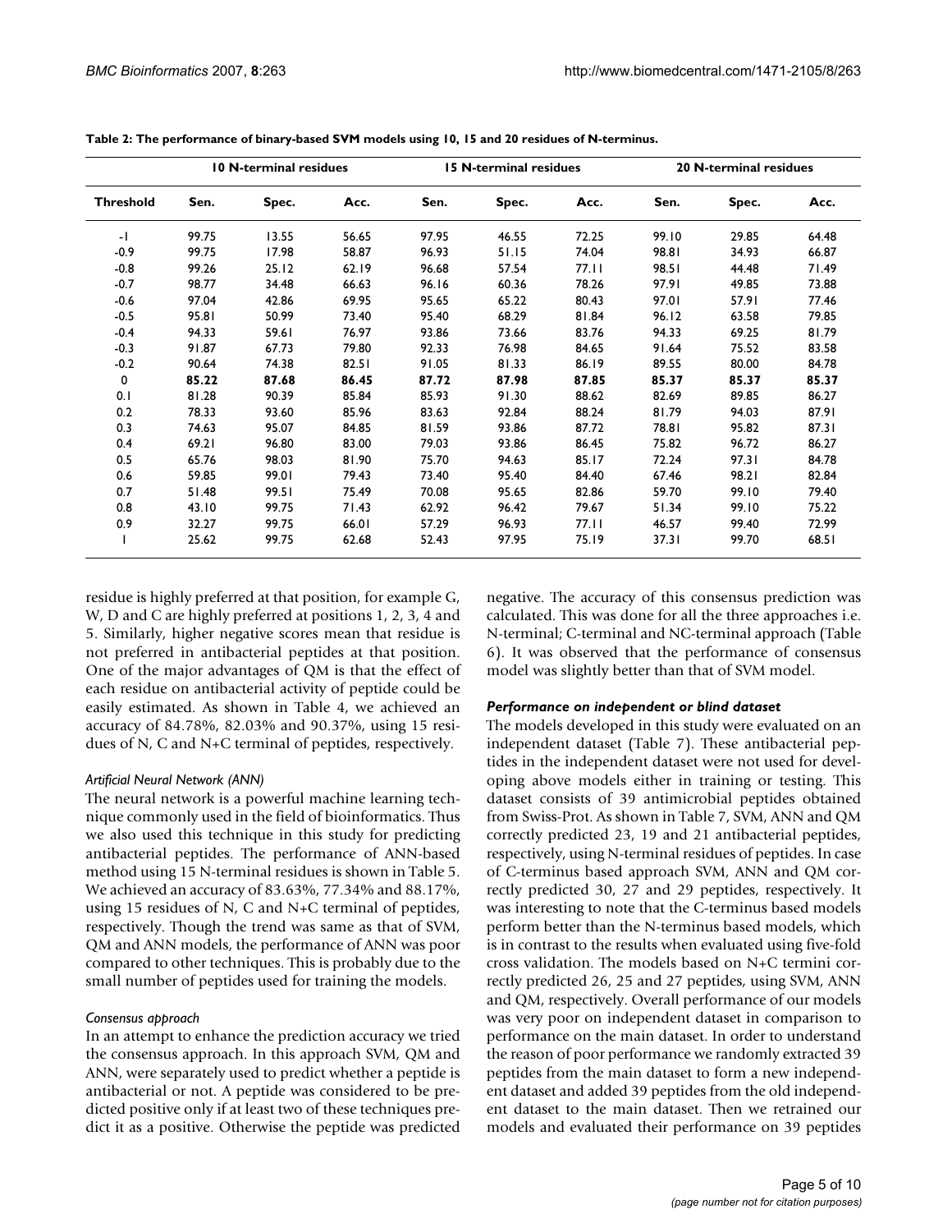**Table 2: The performance of binary-based SVM models using 10, 15 and 20 residues of N-terminus.**

| | 10 N-terminal residues | | | 15 N-terminal residues | | | 20 N-terminal residues | | |
|---|---|---|---|---|---|---|---|---|---|
| **Threshold** | **Sen.** | **Spec.** | **Acc.** | **Sen.** | **Spec.** | **Acc.** | **Sen.** | **Spec.** | **Acc.** |
| -1 | 99.75 | 13.55 | 56.65 | 97.95 | 46.55 | 72.25 | 99.10 | 29.85 | 64.48 |
| -0.9 | 99.75 | 17.98 | 58.87 | 96.93 | 51.15 | 74.04 | 98.81 | 34.93 | 66.87 |
| -0.8 | 99.26 | 25.12 | 62.19 | 96.68 | 57.54 | 77.11 | 98.51 | 44.48 | 71.49 |
| -0.7 | 98.77 | 34.48 | 66.63 | 96.16 | 60.36 | 78.26 | 97.91 | 49.85 | 73.88 |
| -0.6 | 97.04 | 42.86 | 69.95 | 95.65 | 65.22 | 80.43 | 97.01 | 57.91 | 77.46 |
| -0.5 | 95.81 | 50.99 | 73.40 | 95.40 | 68.29 | 81.84 | 96.12 | 63.58 | 79.85 |
| -0.4 | 94.33 | 59.61 | 76.97 | 93.86 | 73.66 | 83.76 | 94.33 | 69.25 | 81.79 |
| -0.3 | 91.87 | 67.73 | 79.80 | 92.33 | 76.98 | 84.65 | 91.64 | 75.52 | 83.58 |
| -0.2 | 90.64 | 74.38 | 82.51 | 91.05 | 81.33 | 86.19 | 89.55 | 80.00 | 84.78 |
| **0** | **85.22** | **87.68** | **86.45** | **87.72** | **87.98** | **87.85** | **85.37** | **85.37** | **85.37** |
| 0.1 | 81.28 | 90.39 | 85.84 | 85.93 | 91.30 | 88.62 | 82.69 | 89.85 | 86.27 |
| 0.2 | 78.33 | 93.60 | 85.96 | 83.63 | 92.84 | 88.24 | 81.79 | 94.03 | 87.91 |
| 0.3 | 74.63 | 95.07 | 84.85 | 81.59 | 93.86 | 87.72 | 78.81 | 95.82 | 87.31 |
| 0.4 | 69.21 | 96.80 | 83.00 | 79.03 | 93.86 | 86.45 | 75.82 | 96.72 | 86.27 |
| 0.5 | 65.76 | 98.03 | 81.90 | 75.70 | 94.63 | 85.17 | 72.24 | 97.31 | 84.78 |
| 0.6 | 59.85 | 99.01 | 79.43 | 73.40 | 95.40 | 84.40 | 67.46 | 98.21 | 82.84 |
| 0.7 | 51.48 | 99.51 | 75.49 | 70.08 | 95.65 | 82.86 | 59.70 | 99.10 | 79.40 |
| 0.8 | 43.10 | 99.75 | 71.43 | 62.92 | 96.42 | 79.67 | 51.34 | 99.10 | 75.22 |
| 0.9 | 32.27 | 99.75 | 66.01 | 57.29 | 96.93 | 77.11 | 46.57 | 99.40 | 72.99 |
| 1 | 25.62 | 99.75 | 62.68 | 52.43 | 97.95 | 75.19 | 37.31 | 99.70 | 68.51 |

residue is highly preferred at that position, for example G, W, D and C are highly preferred at positions 1, 2, 3, 4 and 5. Similarly, higher negative scores mean that residue is not preferred in antibacterial peptides at that position. One of the major advantages of QM is that the effect of each residue on antibacterial activity of peptide could be easily estimated. As shown in Table 4, we achieved an accuracy of 84.78%, 82.03% and 90.37%, using 15 residues of N, C and N+C terminal of peptides, respectively.

### *Artificial Neural Network (ANN)*

The neural network is a powerful machine learning technique commonly used in the field of bioinformatics. Thus we also used this technique in this study for predicting antibacterial peptides. The performance of ANN-based method using 15 N-terminal residues is shown in Table 5. We achieved an accuracy of 83.63%, 77.34% and 88.17%, using 15 residues of N, C and N+C terminal of peptides, respectively. Though the trend was same as that of SVM, QM and ANN models, the performance of ANN was poor compared to other techniques. This is probably due to the small number of peptides used for training the models.

### *Consensus approach*

In an attempt to enhance the prediction accuracy we tried the consensus approach. In this approach SVM, QM and ANN, were separately used to predict whether a peptide is antibacterial or not. A peptide was considered to be predicted positive only if at least two of these techniques predict it as a positive. Otherwise the peptide was predicted negative. The accuracy of this consensus prediction was calculated. This was done for all the three approaches i.e. N-terminal; C-terminal and NC-terminal approach (Table 6). It was observed that the performance of consensus model was slightly better than that of SVM model.

### *Performance on independent or blind dataset*

The models developed in this study were evaluated on an independent dataset (Table 7). These antibacterial peptides in the independent dataset were not used for developing above models either in training or testing. This dataset consists of 39 antimicrobial peptides obtained from Swiss-Prot. As shown in Table 7, SVM, ANN and QM correctly predicted 23, 19 and 21 antibacterial peptides, respectively, using N-terminal residues of peptides. In case of C-terminus based approach SVM, ANN and QM correctly predicted 30, 27 and 29 peptides, respectively. It was interesting to note that the C-terminus based models perform better than the N-terminus based models, which is in contrast to the results when evaluated using five-fold cross validation. The models based on N+C termini correctly predicted 26, 25 and 27 peptides, using SVM, ANN and QM, respectively. Overall performance of our models was very poor on independent dataset in comparison to performance on the main dataset. In order to understand the reason of poor performance we randomly extracted 39 peptides from the main dataset to form a new independent dataset and added 39 peptides from the old independent dataset to the main dataset. Then we retrained our models and evaluated their performance on 39 peptides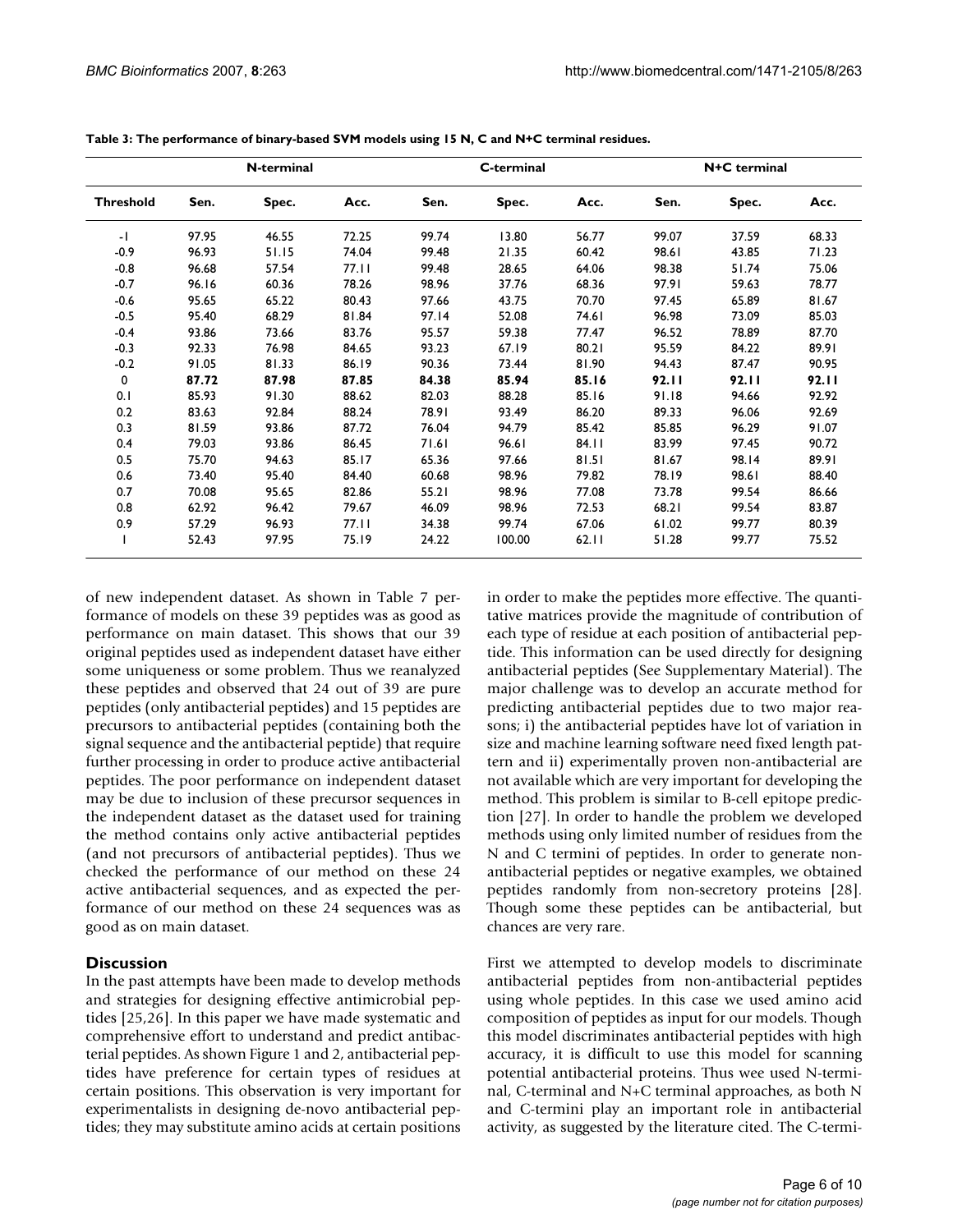**Table 3: The performance of binary-based SVM models using 15 N, C and N+C terminal residues.**

| | N-terminal | | | C-terminal | | | N+C terminal | | |
|---|---|---|---|---|---|---|---|---|---|
| **Threshold** | **Sen.** | **Spec.** | **Acc.** | **Sen.** | **Spec.** | **Acc.** | **Sen.** | **Spec.** | **Acc.** |
| -1 | 97.95 | 46.55 | 72.25 | 99.74 | 13.80 | 56.77 | 99.07 | 37.59 | 68.33 |
| -0.9 | 96.93 | 51.15 | 74.04 | 99.48 | 21.35 | 60.42 | 98.61 | 43.85 | 71.23 |
| -0.8 | 96.68 | 57.54 | 77.11 | 99.48 | 28.65 | 64.06 | 98.38 | 51.74 | 75.06 |
| -0.7 | 96.16 | 60.36 | 78.26 | 98.96 | 37.76 | 68.36 | 97.91 | 59.63 | 78.77 |
| -0.6 | 95.65 | 65.22 | 80.43 | 97.66 | 43.75 | 70.70 | 97.45 | 65.89 | 81.67 |
| -0.5 | 95.40 | 68.29 | 81.84 | 97.14 | 52.08 | 74.61 | 96.98 | 73.09 | 85.03 |
| -0.4 | 93.86 | 73.66 | 83.76 | 95.57 | 59.38 | 77.47 | 96.52 | 78.89 | 87.70 |
| -0.3 | 92.33 | 76.98 | 84.65 | 93.23 | 67.19 | 80.21 | 95.59 | 84.22 | 89.91 |
| -0.2 | 91.05 | 81.33 | 86.19 | 90.36 | 73.44 | 81.90 | 94.43 | 87.47 | 90.95 |
| **0** | **87.72** | **87.98** | **87.85** | **84.38** | **85.94** | **85.16** | **92.11** | **92.11** | **92.11** |
| 0.1 | 85.93 | 91.30 | 88.62 | 82.03 | 88.28 | 85.16 | 91.18 | 94.66 | 92.92 |
| 0.2 | 83.63 | 92.84 | 88.24 | 78.91 | 93.49 | 86.20 | 89.33 | 96.06 | 92.69 |
| 0.3 | 81.59 | 93.86 | 87.72 | 76.04 | 94.79 | 85.42 | 85.85 | 96.29 | 91.07 |
| 0.4 | 79.03 | 93.86 | 86.45 | 71.61 | 96.61 | 84.11 | 83.99 | 97.45 | 90.72 |
| 0.5 | 75.70 | 94.63 | 85.17 | 65.36 | 97.66 | 81.51 | 81.67 | 98.14 | 89.91 |
| 0.6 | 73.40 | 95.40 | 84.40 | 60.68 | 98.96 | 79.82 | 78.19 | 98.61 | 88.40 |
| 0.7 | 70.08 | 95.65 | 82.86 | 55.21 | 98.96 | 77.08 | 73.78 | 99.54 | 86.66 |
| 0.8 | 62.92 | 96.42 | 79.67 | 46.09 | 98.96 | 72.53 | 68.21 | 99.54 | 83.87 |
| 0.9 | 57.29 | 96.93 | 77.11 | 34.38 | 99.74 | 67.06 | 61.02 | 99.77 | 80.39 |
| 1 | 52.43 | 97.95 | 75.19 | 24.22 | 100.00 | 62.11 | 51.28 | 99.77 | 75.52 |

of new independent dataset. As shown in Table 7 performance of models on these 39 peptides was as good as performance on main dataset. This shows that our 39 original peptides used as independent dataset have either some uniqueness or some problem. Thus we reanalyzed these peptides and observed that 24 out of 39 are pure peptides (only antibacterial peptides) and 15 peptides are precursors to antibacterial peptides (containing both the signal sequence and the antibacterial peptide) that require further processing in order to produce active antibacterial peptides. The poor performance on independent dataset may be due to inclusion of these precursor sequences in the independent dataset as the dataset used for training the method contains only active antibacterial peptides (and not precursors of antibacterial peptides). Thus we checked the performance of our method on these 24 active antibacterial sequences, and as expected the performance of our method on these 24 sequences was as good as on main dataset.

## Discussion

In the past attempts have been made to develop methods and strategies for designing effective antimicrobial peptides [25,26]. In this paper we have made systematic and comprehensive effort to understand and predict antibacterial peptides. As shown Figure 1 and 2, antibacterial peptides have preference for certain types of residues at certain positions. This observation is very important for experimentalists in designing de-novo antibacterial peptides; they may substitute amino acids at certain positions in order to make the peptides more effective. The quantitative matrices provide the magnitude of contribution of each type of residue at each position of antibacterial peptide. This information can be used directly for designing antibacterial peptides (See Supplementary Material). The major challenge was to develop an accurate method for predicting antibacterial peptides due to two major reasons; i) the antibacterial peptides have lot of variation in size and machine learning software need fixed length pattern and ii) experimentally proven non-antibacterial are not available which are very important for developing the method. This problem is similar to B-cell epitope prediction [27]. In order to handle the problem we developed methods using only limited number of residues from the N and C termini of peptides. In order to generate non-antibacterial peptides or negative examples, we obtained peptides randomly from non-secretory proteins [28]. Though some these peptides can be antibacterial, but chances are very rare.

First we attempted to develop models to discriminate antibacterial peptides from non-antibacterial peptides using whole peptides. In this case we used amino acid composition of peptides as input for our models. Though this model discriminates antibacterial peptides with high accuracy, it is difficult to use this model for scanning potential antibacterial proteins. Thus wee used N-terminal, C-terminal and N+C terminal approaches, as both N and C-termini play an important role in antibacterial activity, as suggested by the literature cited. The C-termi-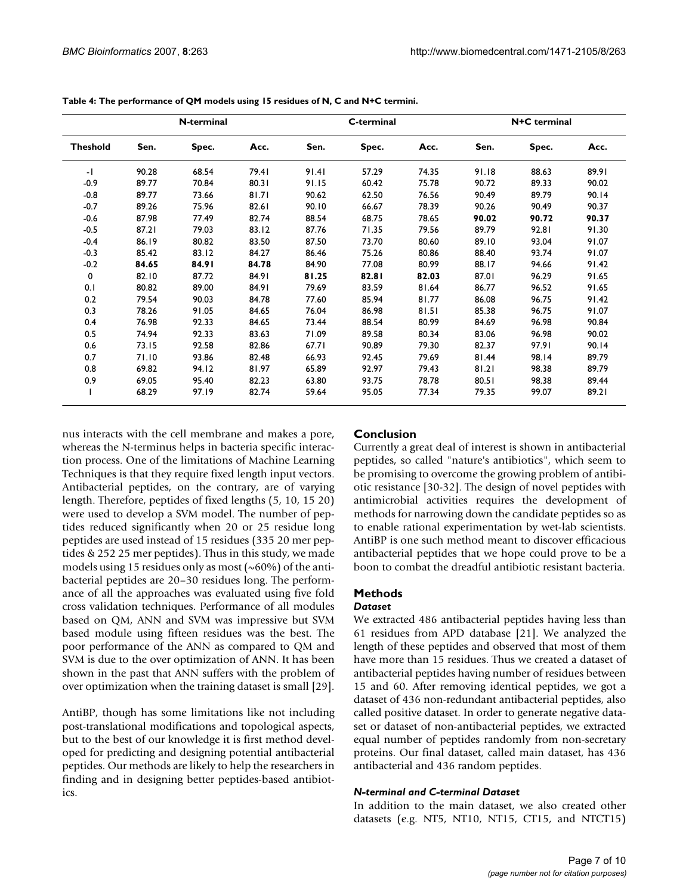**Table 4: The performance of QM models using 15 residues of N, C and N+C termini.**

| | N-terminal | | | C-terminal | | | N+C terminal | | |
|---|---|---|---|---|---|---|---|---|---|
| **Theshold** | **Sen.** | **Spec.** | **Acc.** | **Sen.** | **Spec.** | **Acc.** | **Sen.** | **Spec.** | **Acc.** |
| -1 | 90.28 | 68.54 | 79.41 | 91.41 | 57.29 | 74.35 | 91.18 | 88.63 | 89.91 |
| -0.9 | 89.77 | 70.84 | 80.31 | 91.15 | 60.42 | 75.78 | 90.72 | 89.33 | 90.02 |
| -0.8 | 89.77 | 73.66 | 81.71 | 90.62 | 62.50 | 76.56 | 90.49 | 89.79 | 90.14 |
| -0.7 | 89.26 | 75.96 | 82.61 | 90.10 | 66.67 | 78.39 | 90.26 | 90.49 | 90.37 |
| -0.6 | 87.98 | 77.49 | 82.74 | 88.54 | 68.75 | 78.65 | **90.02** | **90.72** | **90.37** |
| -0.5 | 87.21 | 79.03 | 83.12 | 87.76 | 71.35 | 79.56 | 89.79 | 92.81 | 91.30 |
| -0.4 | 86.19 | 80.82 | 83.50 | 87.50 | 73.70 | 80.60 | 89.10 | 93.04 | 91.07 |
| -0.3 | 85.42 | 83.12 | 84.27 | 86.46 | 75.26 | 80.86 | 88.40 | 93.74 | 91.07 |
| -0.2 | **84.65** | **84.91** | **84.78** | 84.90 | 77.08 | 80.99 | 88.17 | 94.66 | 91.42 |
| 0 | 82.10 | 87.72 | 84.91 | **81.25** | **82.81** | **82.03** | 87.01 | 96.29 | 91.65 |
| 0.1 | 80.82 | 89.00 | 84.91 | 79.69 | 83.59 | 81.64 | 86.77 | 96.52 | 91.65 |
| 0.2 | 79.54 | 90.03 | 84.78 | 77.60 | 85.94 | 81.77 | 86.08 | 96.75 | 91.42 |
| 0.3 | 78.26 | 91.05 | 84.65 | 76.04 | 86.98 | 81.51 | 85.38 | 96.75 | 91.07 |
| 0.4 | 76.98 | 92.33 | 84.65 | 73.44 | 88.54 | 80.99 | 84.69 | 96.98 | 90.84 |
| 0.5 | 74.94 | 92.33 | 83.63 | 71.09 | 89.58 | 80.34 | 83.06 | 96.98 | 90.02 |
| 0.6 | 73.15 | 92.58 | 82.86 | 67.71 | 90.89 | 79.30 | 82.37 | 97.91 | 90.14 |
| 0.7 | 71.10 | 93.86 | 82.48 | 66.93 | 92.45 | 79.69 | 81.44 | 98.14 | 89.79 |
| 0.8 | 69.82 | 94.12 | 81.97 | 65.89 | 92.97 | 79.43 | 81.21 | 98.38 | 89.79 |
| 0.9 | 69.05 | 95.40 | 82.23 | 63.80 | 93.75 | 78.78 | 80.51 | 98.38 | 89.44 |
| 1 | 68.29 | 97.19 | 82.74 | 59.64 | 95.05 | 77.34 | 79.35 | 99.07 | 89.21 |

nus interacts with the cell membrane and makes a pore, whereas the N-terminus helps in bacteria specific interaction process. One of the limitations of Machine Learning Techniques is that they require fixed length input vectors. Antibacterial peptides, on the contrary, are of varying length. Therefore, peptides of fixed lengths (5, 10, 15 20) were used to develop a SVM model. The number of peptides reduced significantly when 20 or 25 residue long peptides are used instead of 15 residues (335 20 mer peptides & 252 25 mer peptides). Thus in this study, we made models using 15 residues only as most (~60%) of the antibacterial peptides are 20–30 residues long. The performance of all the approaches was evaluated using five fold cross validation techniques. Performance of all modules based on QM, ANN and SVM was impressive but SVM based module using fifteen residues was the best. The poor performance of the ANN as compared to QM and SVM is due to the over optimization of ANN. It has been shown in the past that ANN suffers with the problem of over optimization when the training dataset is small [29].

AntiBP, though has some limitations like not including post-translational modifications and topological aspects, but to the best of our knowledge it is first method developed for predicting and designing potential antibacterial peptides. Our methods are likely to help the researchers in finding and in designing better peptides-based antibiotics.

## Conclusion

Currently a great deal of interest is shown in antibacterial peptides, so called "nature's antibiotics", which seem to be promising to overcome the growing problem of antibiotic resistance [30-32]. The design of novel peptides with antimicrobial activities requires the development of methods for narrowing down the candidate peptides so as to enable rational experimentation by wet-lab scientists. AntiBP is one such method meant to discover efficacious antibacterial peptides that we hope could prove to be a boon to combat the dreadful antibiotic resistant bacteria.

## Methods

### *Dataset*

We extracted 486 antibacterial peptides having less than 61 residues from APD database [21]. We analyzed the length of these peptides and observed that most of them have more than 15 residues. Thus we created a dataset of antibacterial peptides having number of residues between 15 and 60. After removing identical peptides, we got a dataset of 436 non-redundant antibacterial peptides, also called positive dataset. In order to generate negative dataset or dataset of non-antibacterial peptides, we extracted equal number of peptides randomly from non-secretary proteins. Our final dataset, called main dataset, has 436 antibacterial and 436 random peptides.

### *N-terminal and C-terminal Dataset*

In addition to the main dataset, we also created other datasets (e.g. NT5, NT10, NT15, CT15, and NTCT15)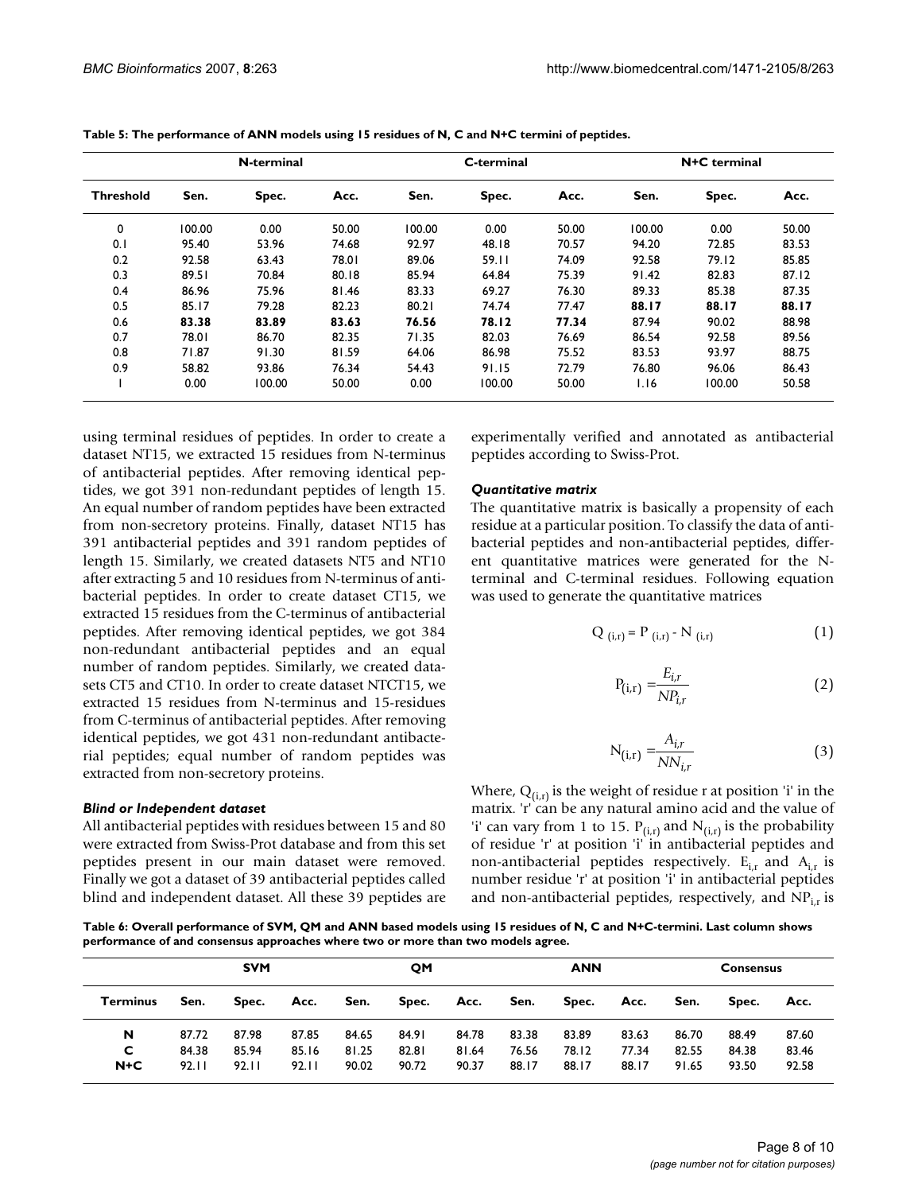**Table 5: The performance of ANN models using 15 residues of N, C and N+C termini of peptides.**

| | N-terminal | | | C-terminal | | | N+C terminal | | |
|---|---|---|---|---|---|---|---|---|---|
| Threshold | Sen. | Spec. | Acc. | Sen. | Spec. | Acc. | Sen. | Spec. | Acc. |
| 0 | 100.00 | 0.00 | 50.00 | 100.00 | 0.00 | 50.00 | 100.00 | 0.00 | 50.00 |
| 0.1 | 95.40 | 53.96 | 74.68 | 92.97 | 48.18 | 70.57 | 94.20 | 72.85 | 83.53 |
| 0.2 | 92.58 | 63.43 | 78.01 | 89.06 | 59.11 | 74.09 | 92.58 | 79.12 | 85.85 |
| 0.3 | 89.51 | 70.84 | 80.18 | 85.94 | 64.84 | 75.39 | 91.42 | 82.83 | 87.12 |
| 0.4 | 86.96 | 75.96 | 81.46 | 83.33 | 69.27 | 76.30 | 89.33 | 85.38 | 87.35 |
| 0.5 | 85.17 | 79.28 | 82.23 | 80.21 | 74.74 | 77.47 | **88.17** | **88.17** | **88.17** |
| 0.6 | **83.38** | **83.89** | **83.63** | **76.56** | **78.12** | **77.34** | 87.94 | 90.02 | 88.98 |
| 0.7 | 78.01 | 86.70 | 82.35 | 71.35 | 82.03 | 76.69 | 86.54 | 92.58 | 89.56 |
| 0.8 | 71.87 | 91.30 | 81.59 | 64.06 | 86.98 | 75.52 | 83.53 | 93.97 | 88.75 |
| 0.9 | 58.82 | 93.86 | 76.34 | 54.43 | 91.15 | 72.79 | 76.80 | 96.06 | 86.43 |
| 1 | 0.00 | 100.00 | 50.00 | 0.00 | 100.00 | 50.00 | 1.16 | 100.00 | 50.58 |

using terminal residues of peptides. In order to create a dataset NT15, we extracted 15 residues from N-terminus of antibacterial peptides. After removing identical peptides, we got 391 non-redundant peptides of length 15. An equal number of random peptides have been extracted from non-secretory proteins. Finally, dataset NT15 has 391 antibacterial peptides and 391 random peptides of length 15. Similarly, we created datasets NT5 and NT10 after extracting 5 and 10 residues from N-terminus of antibacterial peptides. In order to create dataset CT15, we extracted 15 residues from the C-terminus of antibacterial peptides. After removing identical peptides, we got 384 non-redundant antibacterial peptides and an equal number of random peptides. Similarly, we created datasets CT5 and CT10. In order to create dataset NTCT15, we extracted 15 residues from N-terminus and 15-residues from C-terminus of antibacterial peptides. After removing identical peptides, we got 431 non-redundant antibacterial peptides; equal number of random peptides was extracted from non-secretory proteins.

### *Blind or Independent dataset*

All antibacterial peptides with residues between 15 and 80 were extracted from Swiss-Prot database and from this set peptides present in our main dataset were removed. Finally we got a dataset of 39 antibacterial peptides called blind and independent dataset. All these 39 peptides are experimentally verified and annotated as antibacterial peptides according to Swiss-Prot.

### *Quantitative matrix*

The quantitative matrix is basically a propensity of each residue at a particular position. To classify the data of antibacterial peptides and non-antibacterial peptides, different quantitative matrices were generated for the N-terminal and C-terminal residues. Following equation was used to generate the quantitative matrices

$$Q_{(i,r)} = P_{(i,r)} - N_{(i,r)} \quad (1)$$

$$P_{(i,r)} = \frac{E_{i,r}}{NP_{i,r}} \quad (2)$$

$$N_{(i,r)} = \frac{A_{i,r}}{NN_{i,r}} \quad (3)$$

Where, $Q_{(i,r)}$ is the weight of residue r at position 'i' in the matrix. 'r' can be any natural amino acid and the value of 'i' can vary from 1 to 15. $P_{(i,r)}$ and $N_{(i,r)}$ is the probability of residue 'r' at position 'i' in antibacterial peptides and non-antibacterial peptides respectively. $E_{i,r}$ and $A_{i,r}$ is number residue 'r' at position 'i' in antibacterial peptides and non-antibacterial peptides, respectively, and $NP_{i,r}$ is

**Table 6: Overall performance of SVM, QM and ANN based models using 15 residues of N, C and N+C-termini. Last column shows performance of and consensus approaches where two or more than two models agree.**

| | SVM | | | QM | | | ANN | | | Consensus | | |
|---|---|---|---|---|---|---|---|---|---|---|---|---|
| Terminus | Sen. | Spec. | Acc. | Sen. | Spec. | Acc. | Sen. | Spec. | Acc. | Sen. | Spec. | Acc. |
| N | 87.72 | 87.98 | 87.85 | 84.65 | 84.91 | 84.78 | 83.38 | 83.89 | 83.63 | 86.70 | 88.49 | 87.60 |
| C | 84.38 | 85.94 | 85.16 | 81.25 | 82.81 | 81.64 | 76.56 | 78.12 | 77.34 | 82.55 | 84.38 | 83.46 |
| N+C | 92.11 | 92.11 | 92.11 | 90.02 | 90.72 | 90.37 | 88.17 | 88.17 | 88.17 | 91.65 | 93.50 | 92.58 |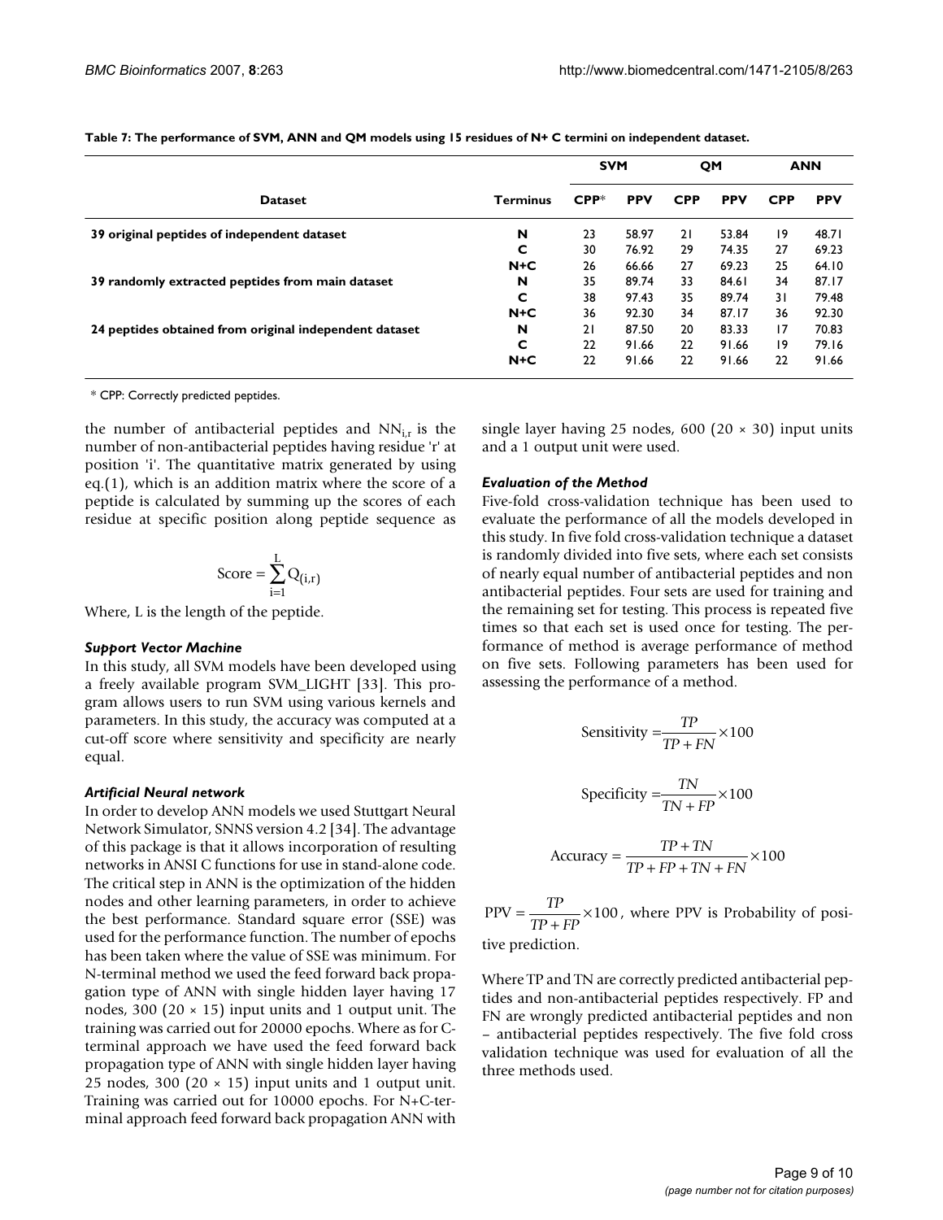**Table 7: The performance of SVM, ANN and QM models using 15 residues of N+ C termini on independent dataset.**

| Dataset | Terminus | SVM | | QM | | ANN | |
|---|---|---|---|---|---|---|---|
| | | CPP* | PPV | CPP | PPV | CPP | PPV |
| 39 original peptides of independent dataset | N | 23 | 58.97 | 21 | 53.84 | 19 | 48.71 |
| | C | 30 | 76.92 | 29 | 74.35 | 27 | 69.23 |
| | N+C | 26 | 66.66 | 27 | 69.23 | 25 | 64.10 |
| 39 randomly extracted peptides from main dataset | N | 35 | 89.74 | 33 | 84.61 | 34 | 87.17 |
| | C | 38 | 97.43 | 35 | 89.74 | 31 | 79.48 |
| | N+C | 36 | 92.30 | 34 | 87.17 | 36 | 92.30 |
| 24 peptides obtained from original independent dataset | N | 21 | 87.50 | 20 | 83.33 | 17 | 70.83 |
| | C | 22 | 91.66 | 22 | 91.66 | 19 | 79.16 |
| | N+C | 22 | 91.66 | 22 | 91.66 | 22 | 91.66 |

* CPP: Correctly predicted peptides.

the number of antibacterial peptides and $NN_{i,r}$ is the number of non-antibacterial peptides having residue 'r' at position 'i'. The quantitative matrix generated by using eq.(1), which is an addition matrix where the score of a peptide is calculated by summing up the scores of each residue at specific position along peptide sequence as

$$\text{Score} = \sum_{i=1}^{L} Q_{(i,r)}$$

Where, L is the length of the peptide.

### *Support Vector Machine*

In this study, all SVM models have been developed using a freely available program SVM_LIGHT [33]. This program allows users to run SVM using various kernels and parameters. In this study, the accuracy was computed at a cut-off score where sensitivity and specificity are nearly equal.

### *Artificial Neural network*

In order to develop ANN models we used Stuttgart Neural Network Simulator, SNNS version 4.2 [34]. The advantage of this package is that it allows incorporation of resulting networks in ANSI C functions for use in stand-alone code. The critical step in ANN is the optimization of the hidden nodes and other learning parameters, in order to achieve the best performance. Standard square error (SSE) was used for the performance function. The number of epochs has been taken where the value of SSE was minimum. For N-terminal method we used the feed forward back propagation type of ANN with single hidden layer having 17 nodes, 300 ($20 \times 15$) input units and 1 output unit. The training was carried out for 20000 epochs. Where as for C-terminal approach we have used the feed forward back propagation type of ANN with single hidden layer having 25 nodes, 300 ($20 \times 15$) input units and 1 output unit. Training was carried out for 10000 epochs. For N+C-terminal approach feed forward back propagation ANN with single layer having 25 nodes, 600 ($20 \times 30$) input units and a 1 output unit were used.

### *Evaluation of the Method*

Five-fold cross-validation technique has been used to evaluate the performance of all the models developed in this study. In five fold cross-validation technique a dataset is randomly divided into five sets, where each set consists of nearly equal number of antibacterial peptides and non antibacterial peptides. Four sets are used for training and the remaining set for testing. This process is repeated five times so that each set is used once for testing. The performance of method is average performance of method on five sets. Following parameters has been used for assessing the performance of a method.

$$\text{Sensitivity} = \frac{TP}{TP + FN} \times 100$$

$$\text{Specificity} = \frac{TN}{TN + FP} \times 100$$

$$\text{Accuracy} = \frac{TP + TN}{TP + FP + TN + FN} \times 100$$

$\text{PPV} = \frac{TP}{TP + FP} \times 100$, where PPV is Probability of positive prediction.

Where TP and TN are correctly predicted antibacterial peptides and non-antibacterial peptides respectively. FP and FN are wrongly predicted antibacterial peptides and non – antibacterial peptides respectively. The five fold cross validation technique was used for evaluation of all the three methods used.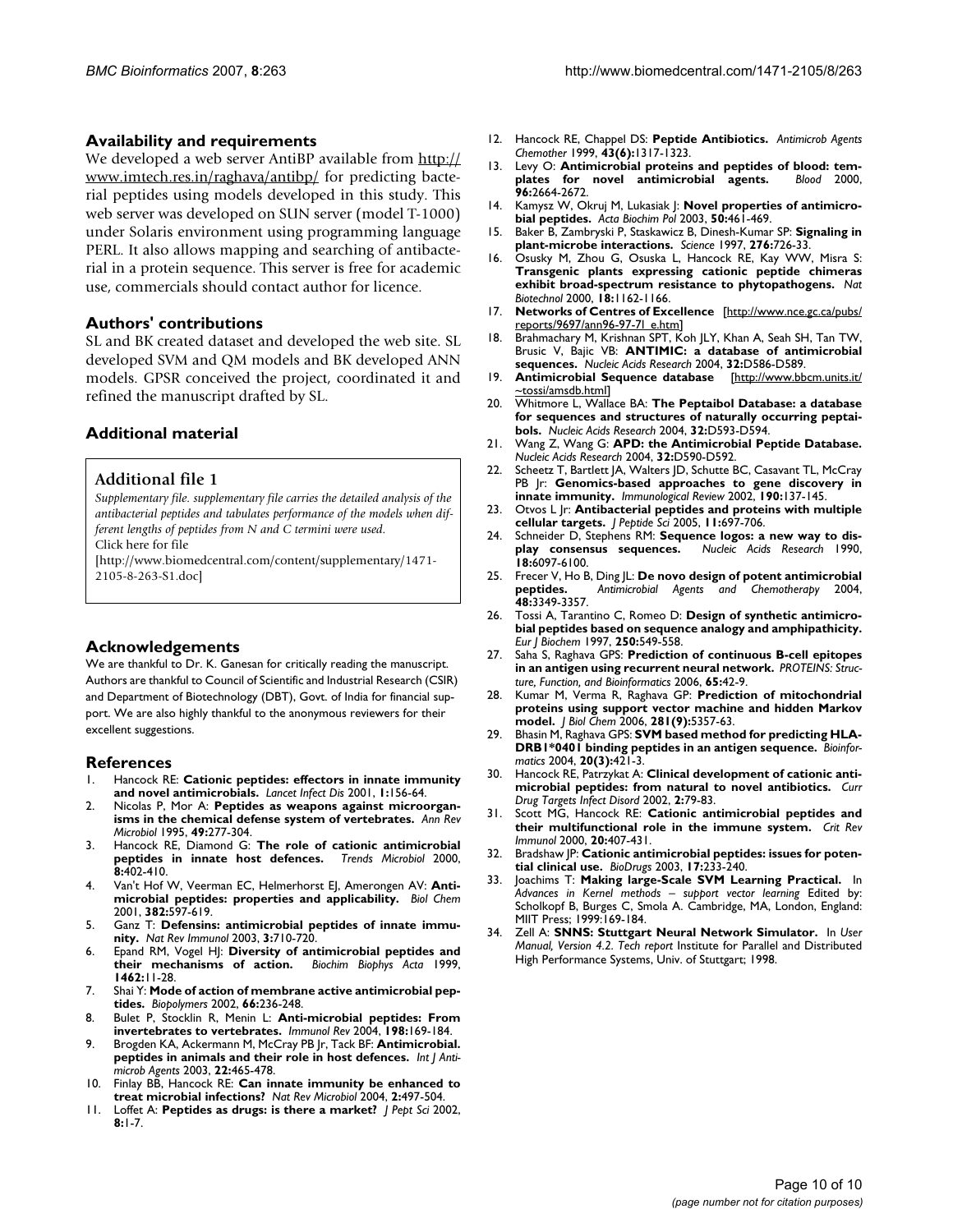## Availability and requirements

We developed a web server AntiBP available from http://www.imtech.res.in/raghava/antibp/ for predicting bacterial peptides using models developed in this study. This web server was developed on SUN server (model T-1000) under Solaris environment using programming language PERL. It also allows mapping and searching of antibacterial in a protein sequence. This server is free for academic use, commercials should contact author for licence.

## Authors' contributions

SL and BK created dataset and developed the web site. SL developed SVM and QM models and BK developed ANN models. GPSR conceived the project, coordinated it and refined the manuscript drafted by SL.

## Additional material

### Additional file 1

*Supplementary file. supplementary file carries the detailed analysis of the antibacterial peptides and tabulates performance of the models when different lengths of peptides from N and C termini were used.*
Click here for file
[http://www.biomedcentral.com/content/supplementary/1471-2105-8-263-S1.doc]

## Acknowledgements

We are thankful to Dr. K. Ganesan for critically reading the manuscript. Authors are thankful to Council of Scientific and Industrial Research (CSIR) and Department of Biotechnology (DBT), Govt. of India for financial support. We are also highly thankful to the anonymous reviewers for their excellent suggestions.

## References

1. Hancock RE: **Cationic peptides: effectors in innate immunity and novel antimicrobials.** *Lancet Infect Dis* 2001, **1:**156-64.
2. Nicolas P, Mor A: **Peptides as weapons against microorganisms in the chemical defense system of vertebrates.** *Ann Rev Microbiol* 1995, **49:**277-304.
3. Hancock RE, Diamond G: **The role of cationic antimicrobial peptides in innate host defences.** *Trends Microbiol* 2000, **8:**402-410.
4. Van't Hof W, Veerman EC, Helmerhorst EJ, Amerongen AV: **Antimicrobial peptides: properties and applicability.** *Biol Chem* 2001, **382:**597-619.
5. Ganz T: **Defensins: antimicrobial peptides of innate immunity.** *Nat Rev Immunol* 2003, **3:**710-720.
6. Epand RM, Vogel HJ: **Diversity of antimicrobial peptides and their mechanisms of action.** *Biochim Biophys Acta* 1999, **1462:**11-28.
7. Shai Y: **Mode of action of membrane active antimicrobial peptides.** *Biopolymers* 2002, **66:**236-248.
8. Bulet P, Stocklin R, Menin L: **Anti-microbial peptides: From invertebrates to vertebrates.** *Immunol Rev* 2004, **198:**169-184.
9. Brogden KA, Ackermann M, McCray PB Jr, Tack BF: **Antimicrobial. peptides in animals and their role in host defences.** *Int J Antimicrob Agents* 2003, **22:**465-478.
10. Finlay BB, Hancock RE: **Can innate immunity be enhanced to treat microbial infections?** *Nat Rev Microbiol* 2004, **2:**497-504.
11. Loffet A: **Peptides as drugs: is there a market?** *J Pept Sci* 2002, **8:**1-7.
12. Hancock RE, Chappel DS: **Peptide Antibiotics.** *Antimicrob Agents Chemother* 1999, **43(6):**1317-1323.
13. Levy O: **Antimicrobial proteins and peptides of blood: templates for novel antimicrobial agents.** *Blood* 2000, **96:**2664-2672.
14. Kamysz W, Okruj M, Lukasiak J: **Novel properties of antimicrobial peptides.** *Acta Biochim Pol* 2003, **50:**461-469.
15. Baker B, Zambryski P, Staskawicz B, Dinesh-Kumar SP: **Signaling in plant-microbe interactions.** *Science* 1997, **276:**726-33.
16. Osusky M, Zhou G, Osuska L, Hancock RE, Kay WW, Misra S: **Transgenic plants expressing cationic peptide chimeras exhibit broad-spectrum resistance to phytopathogens.** *Nat Biotechnol* 2000, **18:**1162-1166.
17. **Networks of Centres of Excellence** [http://www.nce.gc.ca/pubs/reports/9697/ann96-97-7l_e.htm]
18. Brahmachary M, Krishnan SPT, Koh JLY, Khan A, Seah SH, Tan TW, Brusic V, Bajic VB: **ANTIMIC: a database of antimicrobial sequences.** *Nucleic Acids Research* 2004, **32:**D586-D589.
19. **Antimicrobial Sequence database** [http://www.bbcm.units.it/~tossi/amsdb.html]
20. Whitmore L, Wallace BA: **The Peptaibol Database: a database for sequences and structures of naturally occurring peptaibols.** *Nucleic Acids Research* 2004, **32:**D593-D594.
21. Wang Z, Wang G: **APD: the Antimicrobial Peptide Database.** *Nucleic Acids Research* 2004, **32:**D590-D592.
22. Scheetz T, Bartlett JA, Walters JD, Schutte BC, Casavant TL, McCray PB Jr: **Genomics-based approaches to gene discovery in innate immunity.** *Immunological Review* 2002, **190:**137-145.
23. Otvos L Jr: **Antibacterial peptides and proteins with multiple cellular targets.** *J Peptide Sci* 2005, **11:**697-706.
24. Schneider D, Stephens RM: **Sequence logos: a new way to display consensus sequences.** *Nucleic Acids Research* 1990, **18:**6097-6100.
25. Frecer V, Ho B, Ding JL: **De novo design of potent antimicrobial peptides.** *Antimicrobial Agents and Chemotherapy* 2004, **48:**3349-3357.
26. Tossi A, Tarantino C, Romeo D: **Design of synthetic antimicrobial peptides based on sequence analogy and amphipathicity.** *Eur J Biochem* 1997, **250:**549-558.
27. Saha S, Raghava GPS: **Prediction of continuous B-cell epitopes in an antigen using recurrent neural network.** *PROTEINS: Structure, Function, and Bioinformatics* 2006, **65:**42-9.
28. Kumar M, Verma R, Raghava GP: **Prediction of mitochondrial proteins using support vector machine and hidden Markov model.** *J Biol Chem* 2006, **281(9):**5357-63.
29. Bhasin M, Raghava GPS: **SVM based method for predicting HLA-DRB1*0401 binding peptides in an antigen sequence.** *Bioinformatics* 2004, **20(3):**421-3.
30. Hancock RE, Patrzykat A: **Clinical development of cationic antimicrobial peptides: from natural to novel antibiotics.** *Curr Drug Targets Infect Disord* 2002, **2:**79-83.
31. Scott MG, Hancock RE: **Cationic antimicrobial peptides and their multifunctional role in the immune system.** *Crit Rev Immunol* 2000, **20:**407-431.
32. Bradshaw JP: **Cationic antimicrobial peptides: issues for potential clinical use.** *BioDrugs* 2003, **17:**233-240.
33. Joachims T: **Making large-Scale SVM Learning Practical.** In *Advances in Kernel methods – support vector learning* Edited by: Scholkopf B, Burges C, Smola A. Cambridge, MA, London, England: MIIT Press; 1999:169-184.
34. Zell A: **SNNS: Stuttgart Neural Network Simulator.** In *User Manual, Version 4.2. Tech report* Institute for Parallel and Distributed High Performance Systems, Univ. of Stuttgart; 1998.